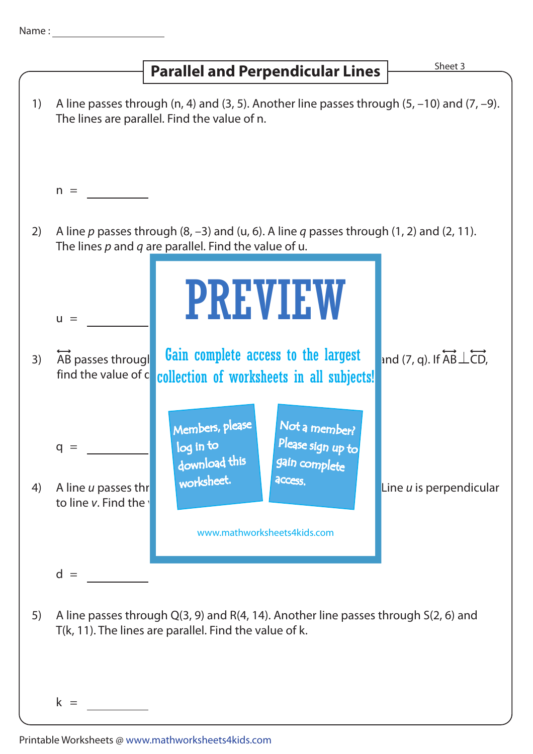Name : ____________________

# Parallel and Perpendicular Lines

Sheet 3

1) A line passes through (n, 4) and (3, 5). Another line passes through (5, –10) and (7, –9). The lines are parallel. Find the value of n.

n = ________

2) A line *p* passes through (8, –3) and (u, 6). A line *q* passes through (1, 2) and (2, 11). The lines *p* and *q* are parallel. Find the value of u.

u = ________

3) $\overleftrightarrow{AB}$ passes througl ... and (7, q). If $\overleftrightarrow{AB} \perp \overleftrightarrow{CD}$, find the value of c ...

q = ________

4) A line *u* passes thr ... Line *u* is perpendicular to line *v*. Find the ...

d = ________

5) A line passes through Q(3, 9) and R(4, 14). Another line passes through S(2, 6) and T(k, 11). The lines are parallel. Find the value of k.

k = ________

PREVIEW

Gain complete access to the largest collection of worksheets in all subjects!

Members, please log in to download this worksheet.

Not a member? Please sign up to gain complete access.

www.mathworksheets4kids.com

Printable Worksheets @ www.mathworksheets4kids.com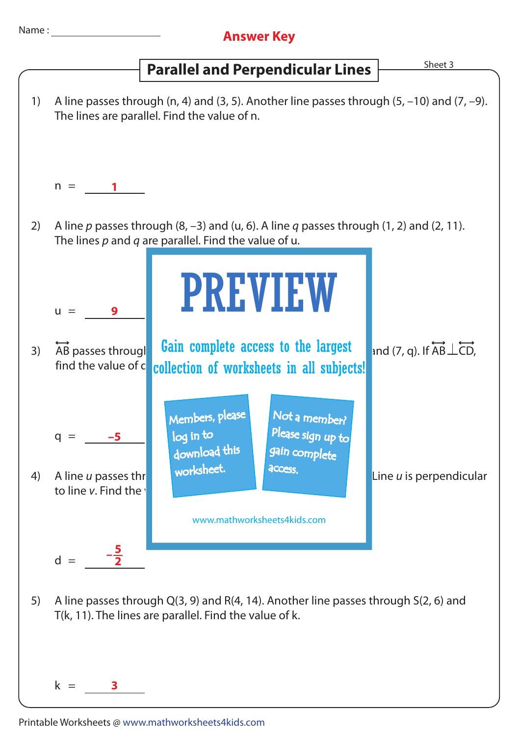Name : ____________________

**Answer Key**

# Parallel and Perpendicular Lines

Sheet 3

1) A line passes through (n, 4) and (3, 5). Another line passes through (5, –10) and (7, –9). The lines are parallel. Find the value of n.

n = **1**

2) A line *p* passes through (8, –3) and (u, 6). A line *q* passes through (1, 2) and (2, 11). The lines *p* and *q* are parallel. Find the value of u.

u = **9**

3) $\overleftrightarrow{AB}$ passes througl ... ınd (7, q). If $\overleftrightarrow{AB} \perp \overleftrightarrow{CD}$, find the value of c

q = **–5**

4) A line *u* passes thr ... Line *u* is perpendicular to line *v*. Find the

d = $-\frac{5}{2}$

PREVIEW

Gain complete access to the largest collection of worksheets in all subjects!

Members, please log in to download this worksheet.

Not a member? Please sign up to gain complete access.

www.mathworksheets4kids.com

5) A line passes through Q(3, 9) and R(4, 14). Another line passes through S(2, 6) and T(k, 11). The lines are parallel. Find the value of k.

k = **3**

Printable Worksheets @ www.mathworksheets4kids.com